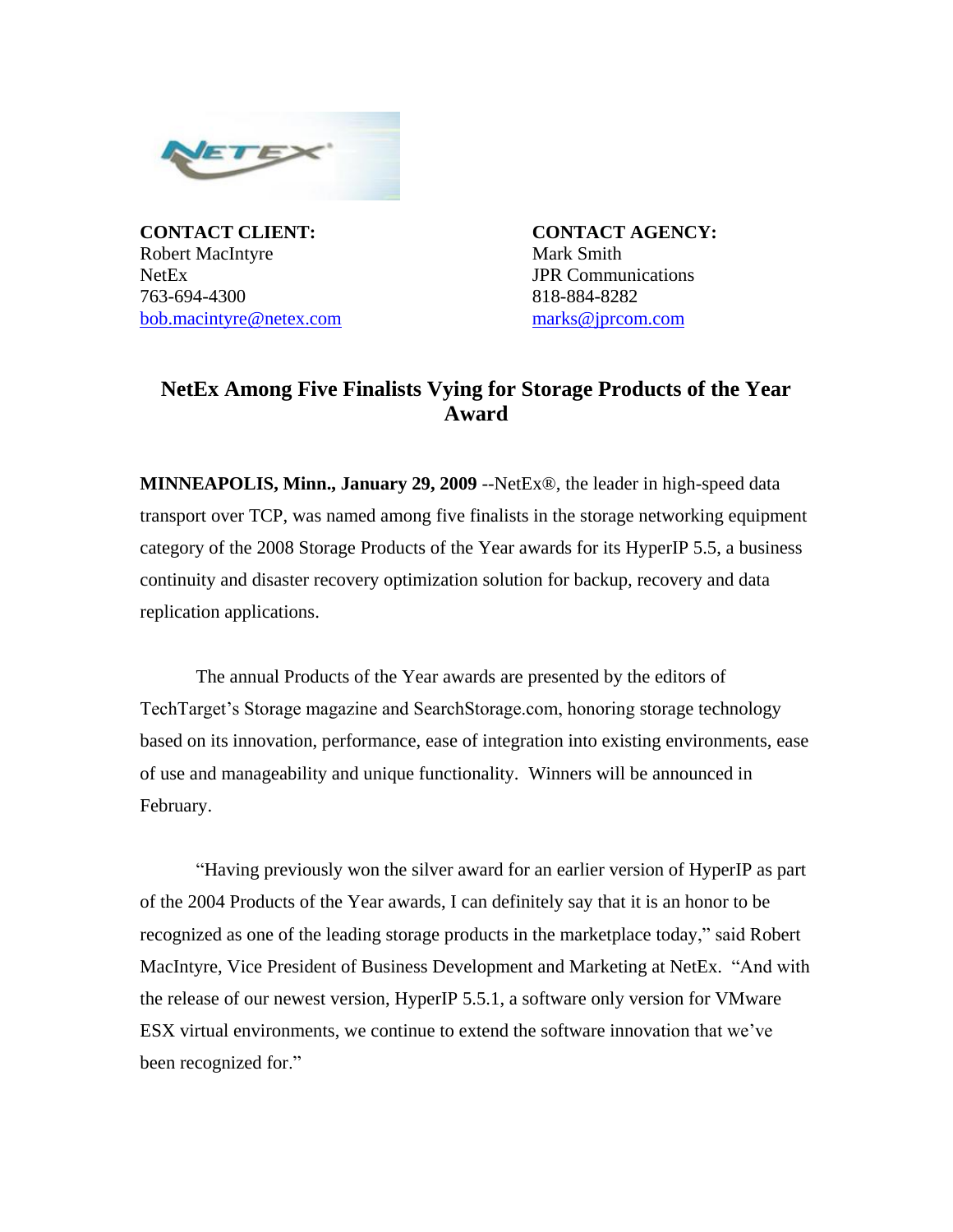**CONTACT CLIENT:**
Robert MacIntyre
NetEx
763-694-4300
bob.macintyre@netex.com

**CONTACT AGENCY:**
Mark Smith
JPR Communications
818-884-8282
marks@jprcom.com

# NetEx Among Five Finalists Vying for Storage Products of the Year Award

**MINNEAPOLIS, Minn., January 29, 2009** --NetEx®, the leader in high-speed data transport over TCP, was named among five finalists in the storage networking equipment category of the 2008 Storage Products of the Year awards for its HyperIP 5.5, a business continuity and disaster recovery optimization solution for backup, recovery and data replication applications.

The annual Products of the Year awards are presented by the editors of TechTarget's Storage magazine and SearchStorage.com, honoring storage technology based on its innovation, performance, ease of integration into existing environments, ease of use and manageability and unique functionality. Winners will be announced in February.

"Having previously won the silver award for an earlier version of HyperIP as part of the 2004 Products of the Year awards, I can definitely say that it is an honor to be recognized as one of the leading storage products in the marketplace today," said Robert MacIntyre, Vice President of Business Development and Marketing at NetEx. "And with the release of our newest version, HyperIP 5.5.1, a software only version for VMware ESX virtual environments, we continue to extend the software innovation that we've been recognized for."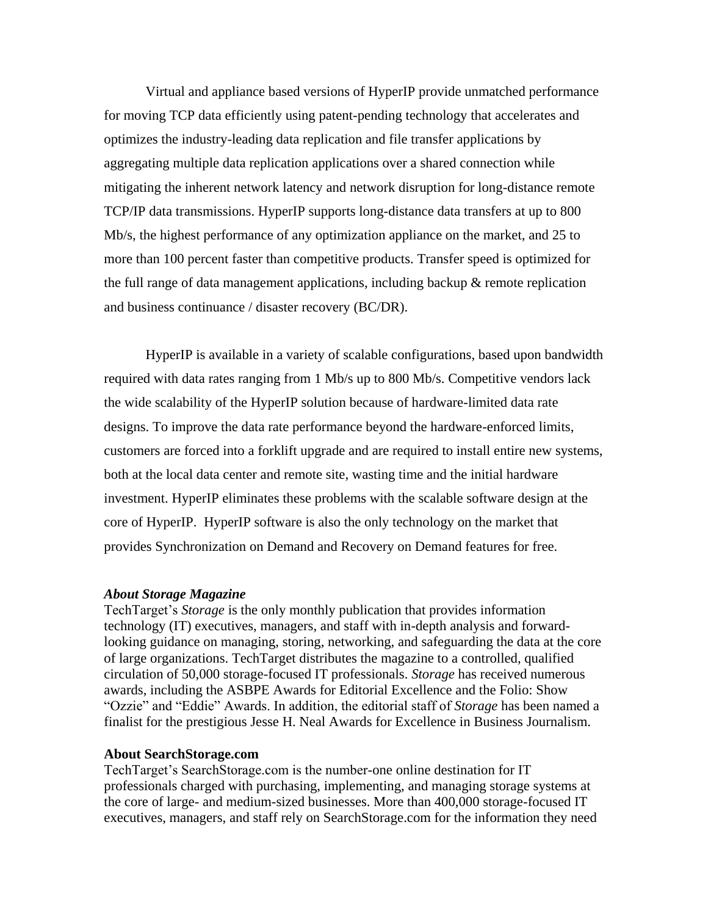Virtual and appliance based versions of HyperIP provide unmatched performance for moving TCP data efficiently using patent-pending technology that accelerates and optimizes the industry-leading data replication and file transfer applications by aggregating multiple data replication applications over a shared connection while mitigating the inherent network latency and network disruption for long-distance remote TCP/IP data transmissions. HyperIP supports long-distance data transfers at up to 800 Mb/s, the highest performance of any optimization appliance on the market, and 25 to more than 100 percent faster than competitive products. Transfer speed is optimized for the full range of data management applications, including backup & remote replication and business continuance / disaster recovery (BC/DR).

HyperIP is available in a variety of scalable configurations, based upon bandwidth required with data rates ranging from 1 Mb/s up to 800 Mb/s. Competitive vendors lack the wide scalability of the HyperIP solution because of hardware-limited data rate designs. To improve the data rate performance beyond the hardware-enforced limits, customers are forced into a forklift upgrade and are required to install entire new systems, both at the local data center and remote site, wasting time and the initial hardware investment. HyperIP eliminates these problems with the scalable software design at the core of HyperIP. HyperIP software is also the only technology on the market that provides Synchronization on Demand and Recovery on Demand features for free.

***About Storage Magazine***

TechTarget's *Storage* is the only monthly publication that provides information technology (IT) executives, managers, and staff with in-depth analysis and forward-looking guidance on managing, storing, networking, and safeguarding the data at the core of large organizations. TechTarget distributes the magazine to a controlled, qualified circulation of 50,000 storage-focused IT professionals. *Storage* has received numerous awards, including the ASBPE Awards for Editorial Excellence and the Folio: Show "Ozzie" and "Eddie" Awards. In addition, the editorial staff of *Storage* has been named a finalist for the prestigious Jesse H. Neal Awards for Excellence in Business Journalism.

**About SearchStorage.com**

TechTarget's SearchStorage.com is the number-one online destination for IT professionals charged with purchasing, implementing, and managing storage systems at the core of large- and medium-sized businesses. More than 400,000 storage-focused IT executives, managers, and staff rely on SearchStorage.com for the information they need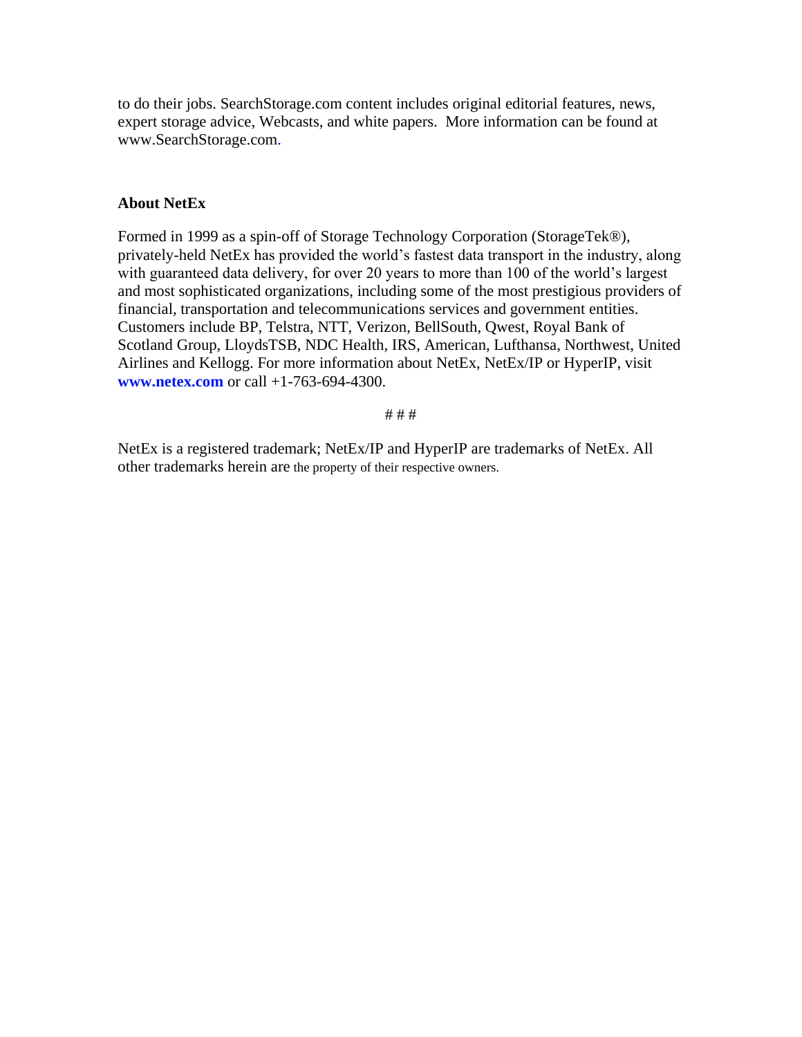to do their jobs. SearchStorage.com content includes original editorial features, news, expert storage advice, Webcasts, and white papers. More information can be found at www.SearchStorage.com.

**About NetEx**

Formed in 1999 as a spin-off of Storage Technology Corporation (StorageTek®), privately-held NetEx has provided the world's fastest data transport in the industry, along with guaranteed data delivery, for over 20 years to more than 100 of the world's largest and most sophisticated organizations, including some of the most prestigious providers of financial, transportation and telecommunications services and government entities. Customers include BP, Telstra, NTT, Verizon, BellSouth, Qwest, Royal Bank of Scotland Group, LloydsTSB, NDC Health, IRS, American, Lufthansa, Northwest, United Airlines and Kellogg. For more information about NetEx, NetEx/IP or HyperIP, visit **www.netex.com** or call +1-763-694-4300.

# # #

NetEx is a registered trademark; NetEx/IP and HyperIP are trademarks of NetEx. All other trademarks herein are the property of their respective owners.